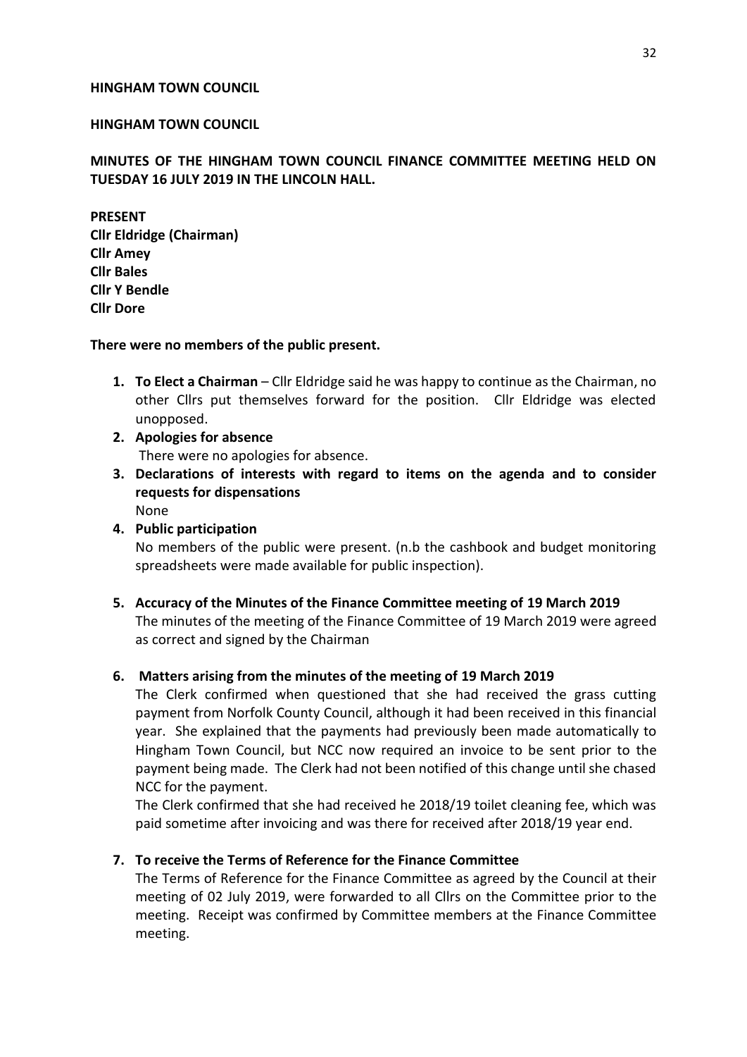**HINGHAM TOWN COUNCIL**

**HINGHAM TOWN COUNCIL**

**MINUTES OF THE HINGHAM TOWN COUNCIL FINANCE COMMITTEE MEETING HELD ON TUESDAY 16 JULY 2019 IN THE LINCOLN HALL.**

**PRESENT**
**Cllr Eldridge (Chairman)**
**Cllr Amey**
**Cllr Bales**
**Cllr Y Bendle**
**Cllr Dore**

**There were no members of the public present.**

1. **To Elect a Chairman** – Cllr Eldridge said he was happy to continue as the Chairman, no other Cllrs put themselves forward for the position. Cllr Eldridge was elected unopposed.
2. **Apologies for absence**
   There were no apologies for absence.
3. **Declarations of interests with regard to items on the agenda and to consider requests for dispensations**
   None
4. **Public participation**
   No members of the public were present. (n.b the cashbook and budget monitoring spreadsheets were made available for public inspection).
5. **Accuracy of the Minutes of the Finance Committee meeting of 19 March 2019**
   The minutes of the meeting of the Finance Committee of 19 March 2019 were agreed as correct and signed by the Chairman
6. **Matters arising from the minutes of the meeting of 19 March 2019**
   The Clerk confirmed when questioned that she had received the grass cutting payment from Norfolk County Council, although it had been received in this financial year. She explained that the payments had previously been made automatically to Hingham Town Council, but NCC now required an invoice to be sent prior to the payment being made. The Clerk had not been notified of this change until she chased NCC for the payment.
   The Clerk confirmed that she had received he 2018/19 toilet cleaning fee, which was paid sometime after invoicing and was there for received after 2018/19 year end.
7. **To receive the Terms of Reference for the Finance Committee**
   The Terms of Reference for the Finance Committee as agreed by the Council at their meeting of 02 July 2019, were forwarded to all Cllrs on the Committee prior to the meeting. Receipt was confirmed by Committee members at the Finance Committee meeting.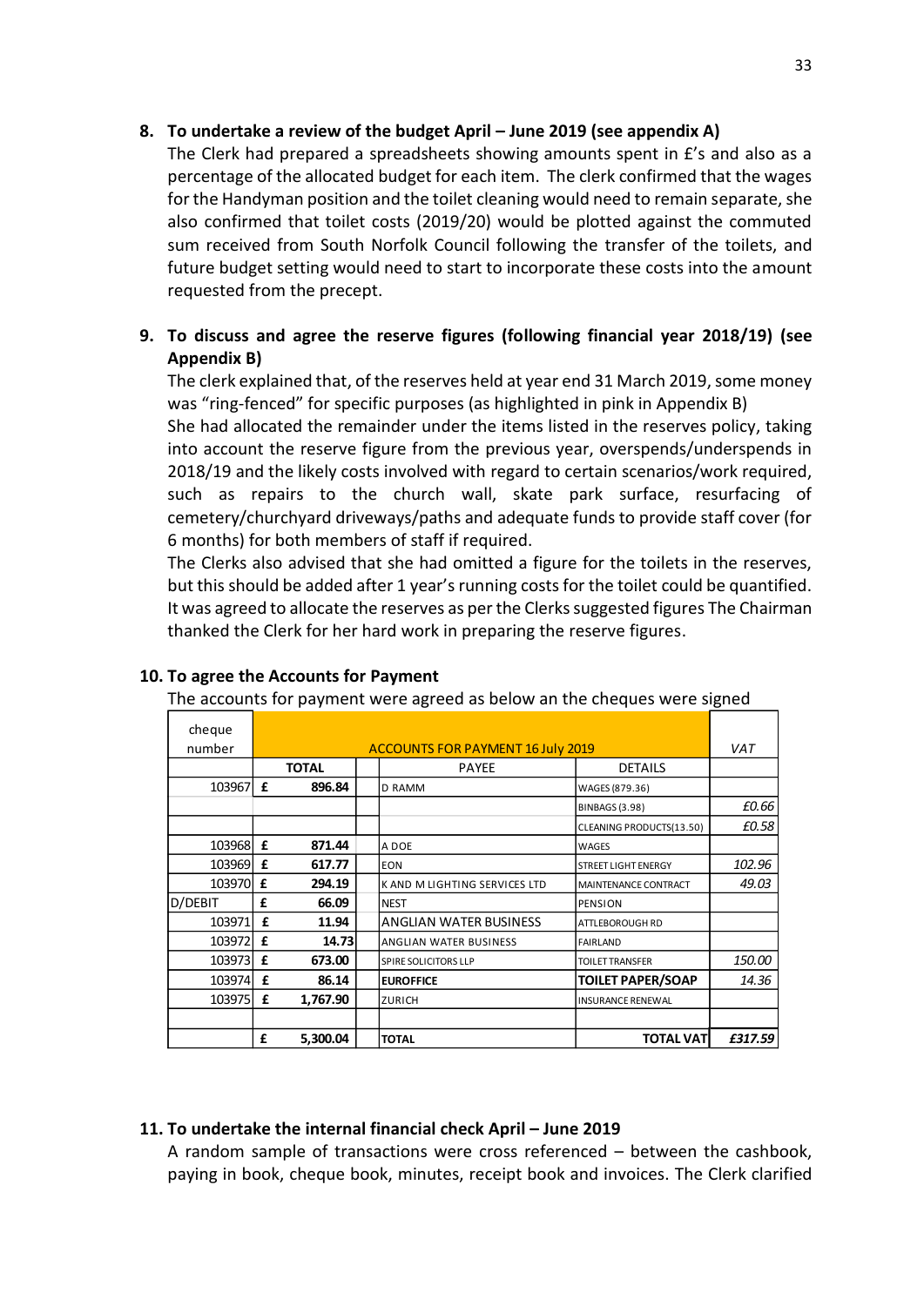**8. To undertake a review of the budget April – June 2019 (see appendix A)**

The Clerk had prepared a spreadsheets showing amounts spent in £'s and also as a percentage of the allocated budget for each item. The clerk confirmed that the wages for the Handyman position and the toilet cleaning would need to remain separate, she also confirmed that toilet costs (2019/20) would be plotted against the commuted sum received from South Norfolk Council following the transfer of the toilets, and future budget setting would need to start to incorporate these costs into the amount requested from the precept.

**9. To discuss and agree the reserve figures (following financial year 2018/19) (see Appendix B)**

The clerk explained that, of the reserves held at year end 31 March 2019, some money was "ring-fenced" for specific purposes (as highlighted in pink in Appendix B)

She had allocated the remainder under the items listed in the reserves policy, taking into account the reserve figure from the previous year, overspends/underspends in 2018/19 and the likely costs involved with regard to certain scenarios/work required, such as repairs to the church wall, skate park surface, resurfacing of cemetery/churchyard driveways/paths and adequate funds to provide staff cover (for 6 months) for both members of staff if required.

The Clerks also advised that she had omitted a figure for the toilets in the reserves, but this should be added after 1 year's running costs for the toilet could be quantified. It was agreed to allocate the reserves as per the Clerks suggested figures The Chairman thanked the Clerk for her hard work in preparing the reserve figures.

**10. To agree the Accounts for Payment**

The accounts for payment were agreed as below an the cheques were signed

| cheque number | ACCOUNTS FOR PAYMENT 16 July 2019 | | | | VAT |
|---|---|---|---|---|---|
| | | **TOTAL** | PAYEE | DETAILS | |
| 103967 | £ | 896.84 | D RAMM | WAGES (879.36) | |
| | | | | BINBAGS (3.98) | *£0.66* |
| | | | | CLEANING PRODUCTS(13.50) | *£0.58* |
| 103968 | £ | 871.44 | A DOE | WAGES | |
| 103969 | £ | 617.77 | EON | STREET LIGHT ENERGY | *102.96* |
| 103970 | £ | 294.19 | K AND M LIGHTING SERVICES LTD | MAINTENANCE CONTRACT | *49.03* |
| D/DEBIT | £ | 66.09 | NEST | PENSION | |
| 103971 | £ | 11.94 | ANGLIAN WATER BUSINESS | ATTLEBOROUGH RD | |
| 103972 | £ | 14.73 | ANGLIAN WATER BUSINESS | FAIRLAND | |
| 103973 | £ | 673.00 | SPIRE SOLICITORS LLP | TOILET TRANSFER | *150.00* |
| 103974 | £ | 86.14 | **EUROFFICE** | **TOILET PAPER/SOAP** | *14.36* |
| 103975 | £ | 1,767.90 | ZURICH | INSURANCE RENEWAL | |
| | | | | | |
| | £ | **5,300.04** | **TOTAL** | **TOTAL VAT** | ***£317.59*** |

**11. To undertake the internal financial check April – June 2019**

A random sample of transactions were cross referenced – between the cashbook, paying in book, cheque book, minutes, receipt book and invoices. The Clerk clarified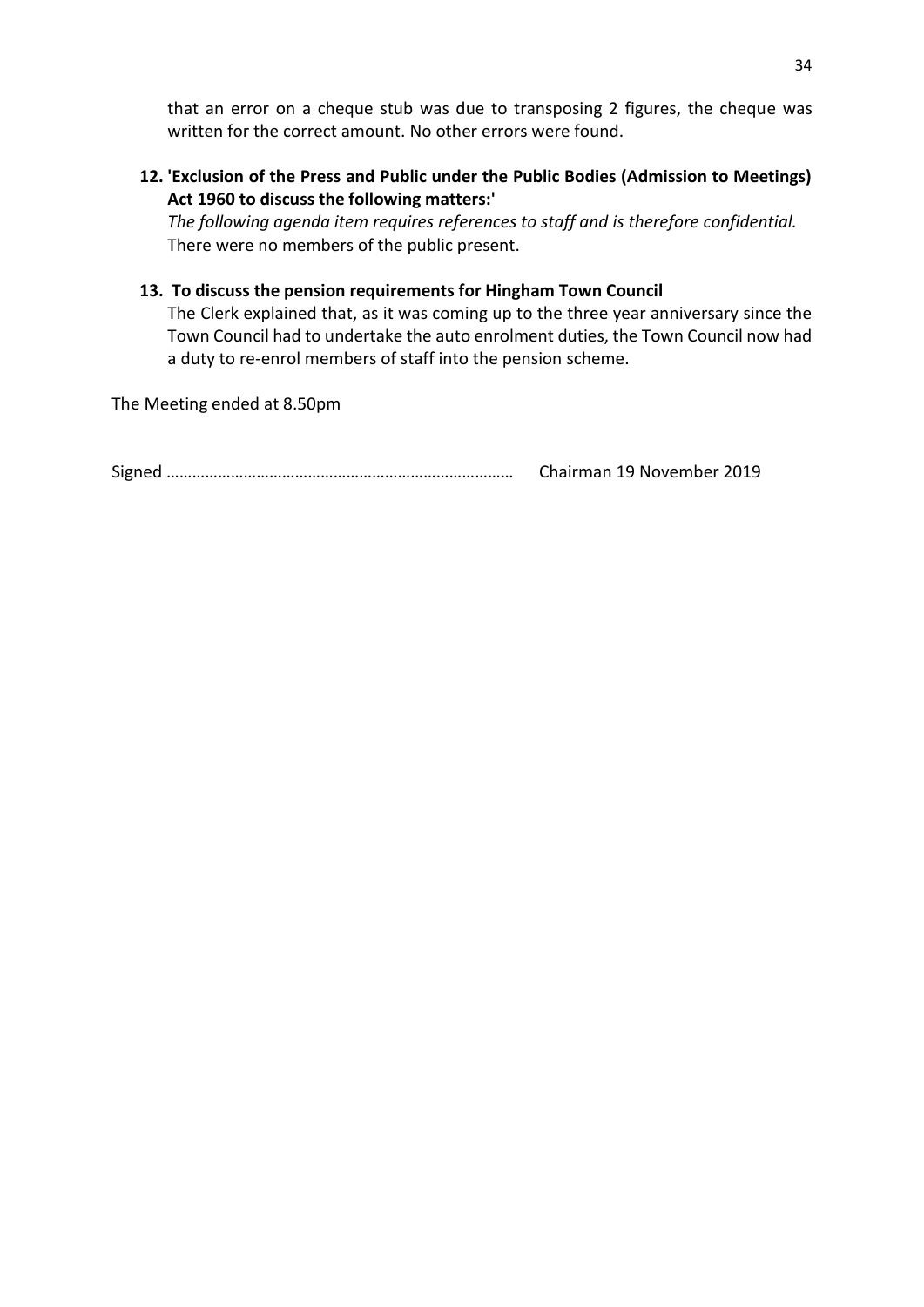that an error on a cheque stub was due to transposing 2 figures, the cheque was written for the correct amount. No other errors were found.

**12. 'Exclusion of the Press and Public under the Public Bodies (Admission to Meetings) Act 1960 to discuss the following matters:'**

*The following agenda item requires references to staff and is therefore confidential.*
There were no members of the public present.

**13. To discuss the pension requirements for Hingham Town Council**

The Clerk explained that, as it was coming up to the three year anniversary since the Town Council had to undertake the auto enrolment duties, the Town Council now had a duty to re-enrol members of staff into the pension scheme.

The Meeting ended at 8.50pm

Signed ……………………………………………………………………… Chairman 19 November 2019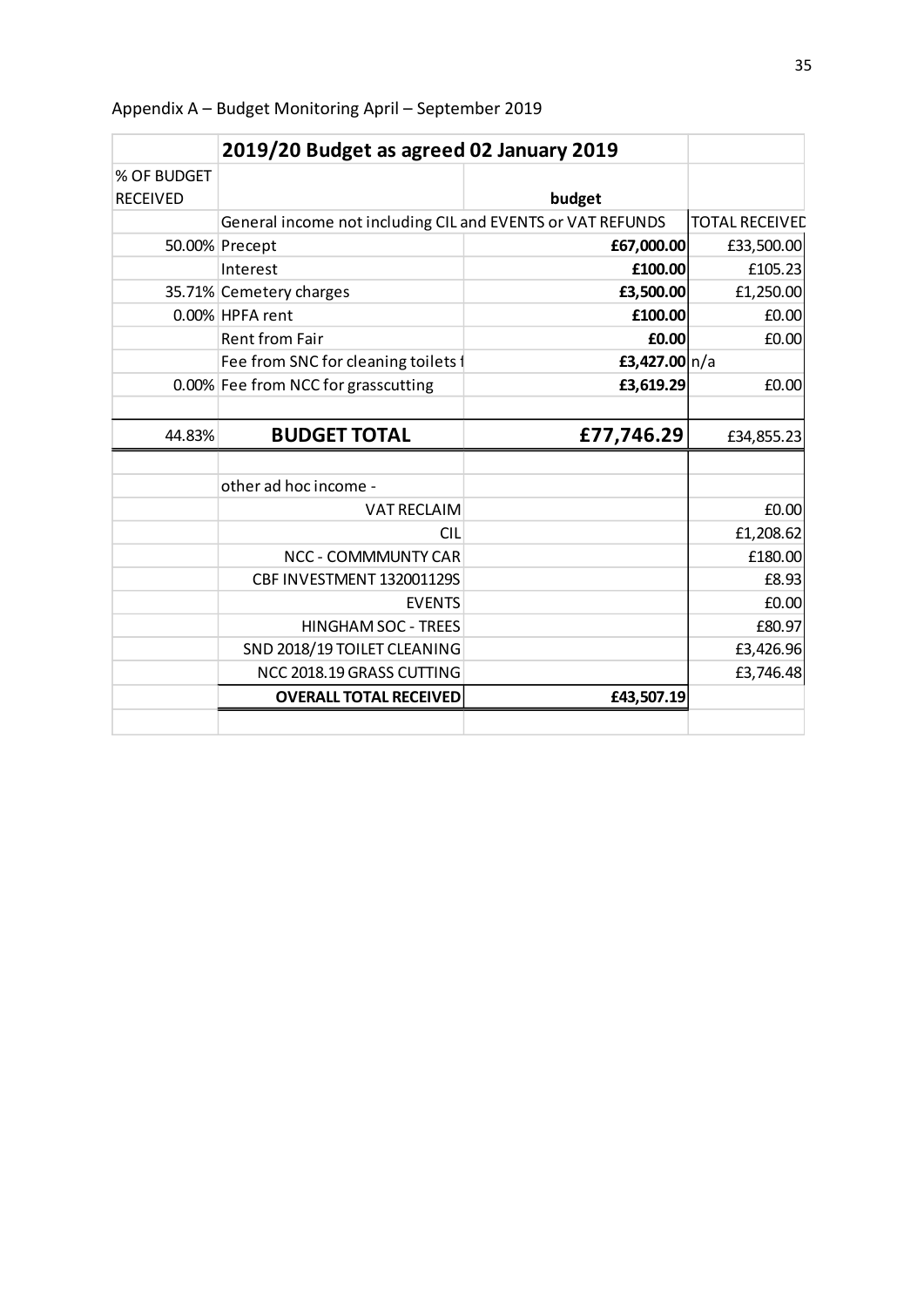Appendix A – Budget Monitoring April – September 2019

| | **2019/20 Budget as agreed 02 January 2019** | | |
|---|---|---|---|
| % OF BUDGET RECEIVED | | **budget** | |
| | General income not including CIL and EVENTS or VAT REFUNDS | | TOTAL RECEIVED |
| 50.00% | Precept | **£67,000.00** | £33,500.00 |
| | Interest | **£100.00** | £105.23 |
| 35.71% | Cemetery charges | **£3,500.00** | £1,250.00 |
| 0.00% | HPFA rent | **£100.00** | £0.00 |
| | Rent from Fair | **£0.00** | £0.00 |
| | Fee from SNC for cleaning toilets f | **£3,427.00** | n/a |
| 0.00% | Fee from NCC for grasscutting | **£3,619.29** | £0.00 |
| | | | |
| 44.83% | **BUDGET TOTAL** | **£77,746.29** | £34,855.23 |
| | | | |
| | other ad hoc income - | | |
| | VAT RECLAIM | | £0.00 |
| | CIL | | £1,208.62 |
| | NCC - COMMMUNTY CAR | | £180.00 |
| | CBF INVESTMENT 132001129S | | £8.93 |
| | EVENTS | | £0.00 |
| | HINGHAM SOC - TREES | | £80.97 |
| | SND 2018/19 TOILET CLEANING | | £3,426.96 |
| | NCC 2018.19 GRASS CUTTING | | £3,746.48 |
| | **OVERALL TOTAL RECEIVED** | **£43,507.19** | |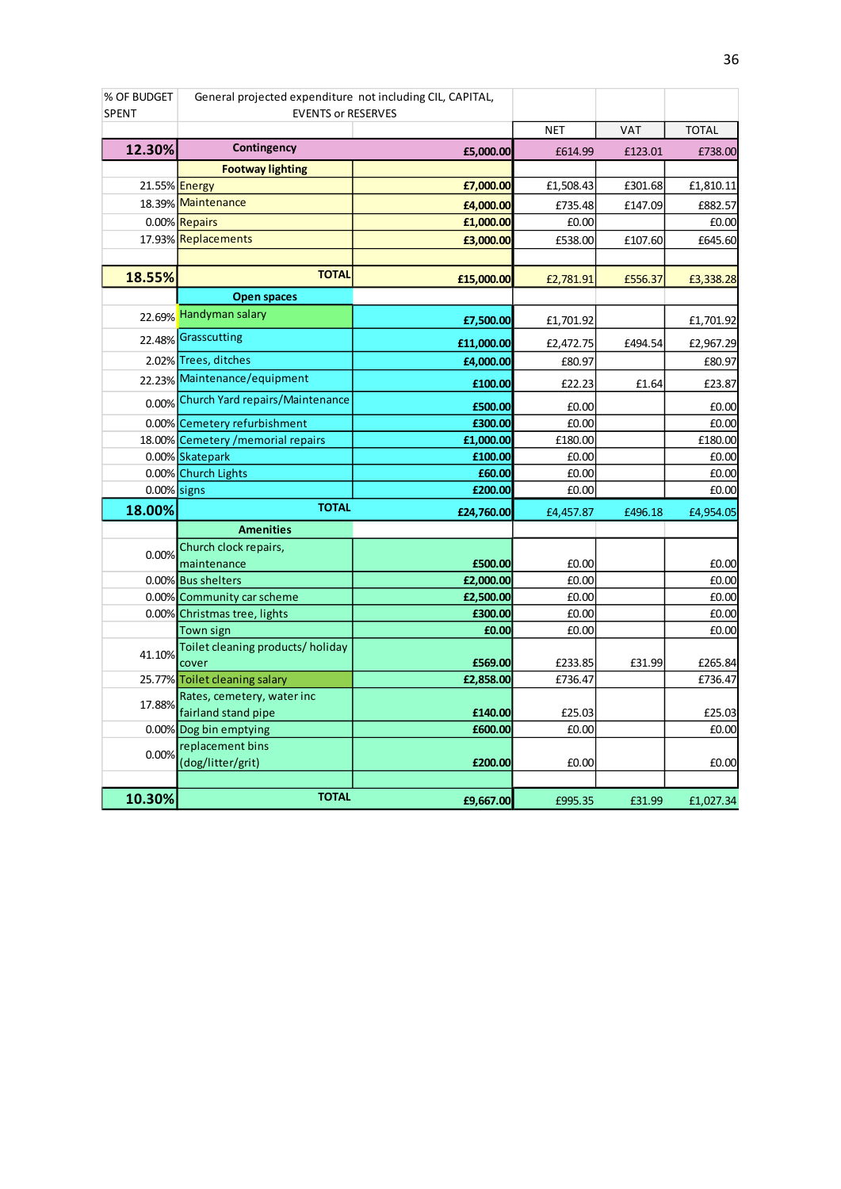| % OF BUDGET SPENT | General projected expenditure not including CIL, CAPITAL, EVENTS or RESERVES | | | | |
|---|---|---|---|---|---|
| | | | NET | VAT | TOTAL |
| **12.30%** | **Contingency** | **£5,000.00** | £614.99 | £123.01 | £738.00 |
| | **Footway lighting** | | | | |
| 21.55% | Energy | **£7,000.00** | £1,508.43 | £301.68 | £1,810.11 |
| 18.39% | Maintenance | **£4,000.00** | £735.48 | £147.09 | £882.57 |
| 0.00% | Repairs | **£1,000.00** | £0.00 | | £0.00 |
| 17.93% | Replacements | **£3,000.00** | £538.00 | £107.60 | £645.60 |
| | | | | | |
| **18.55%** | **TOTAL** | **£15,000.00** | £2,781.91 | £556.37 | £3,338.28 |
| | **Open spaces** | | | | |
| 22.69% | Handyman salary | **£7,500.00** | £1,701.92 | | £1,701.92 |
| 22.48% | Grasscutting | **£11,000.00** | £2,472.75 | £494.54 | £2,967.29 |
| 2.02% | Trees, ditches | **£4,000.00** | £80.97 | | £80.97 |
| 22.23% | Maintenance/equipment | **£100.00** | £22.23 | £1.64 | £23.87 |
| 0.00% | Church Yard repairs/Maintenance | **£500.00** | £0.00 | | £0.00 |
| 0.00% | Cemetery refurbishment | **£300.00** | £0.00 | | £0.00 |
| 18.00% | Cemetery /memorial repairs | **£1,000.00** | £180.00 | | £180.00 |
| 0.00% | Skatepark | **£100.00** | £0.00 | | £0.00 |
| 0.00% | Church Lights | **£60.00** | £0.00 | | £0.00 |
| 0.00% | signs | **£200.00** | £0.00 | | £0.00 |
| **18.00%** | **TOTAL** | **£24,760.00** | £4,457.87 | £496.18 | £4,954.05 |
| | **Amenities** | | | | |
| 0.00% | Church clock repairs, maintenance | **£500.00** | £0.00 | | £0.00 |
| 0.00% | Bus shelters | **£2,000.00** | £0.00 | | £0.00 |
| 0.00% | Community car scheme | **£2,500.00** | £0.00 | | £0.00 |
| 0.00% | Christmas tree, lights | **£300.00** | £0.00 | | £0.00 |
| | Town sign | **£0.00** | £0.00 | | £0.00 |
| 41.10% | Toilet cleaning products/ holiday cover | **£569.00** | £233.85 | £31.99 | £265.84 |
| 25.77% | Toilet cleaning salary | **£2,858.00** | £736.47 | | £736.47 |
| 17.88% | Rates, cemetery, water inc fairland stand pipe | **£140.00** | £25.03 | | £25.03 |
| 0.00% | Dog bin emptying | **£600.00** | £0.00 | | £0.00 |
| 0.00% | replacement bins (dog/litter/grit) | **£200.00** | £0.00 | | £0.00 |
| | | | | | |
| **10.30%** | **TOTAL** | **£9,667.00** | £995.35 | £31.99 | £1,027.34 |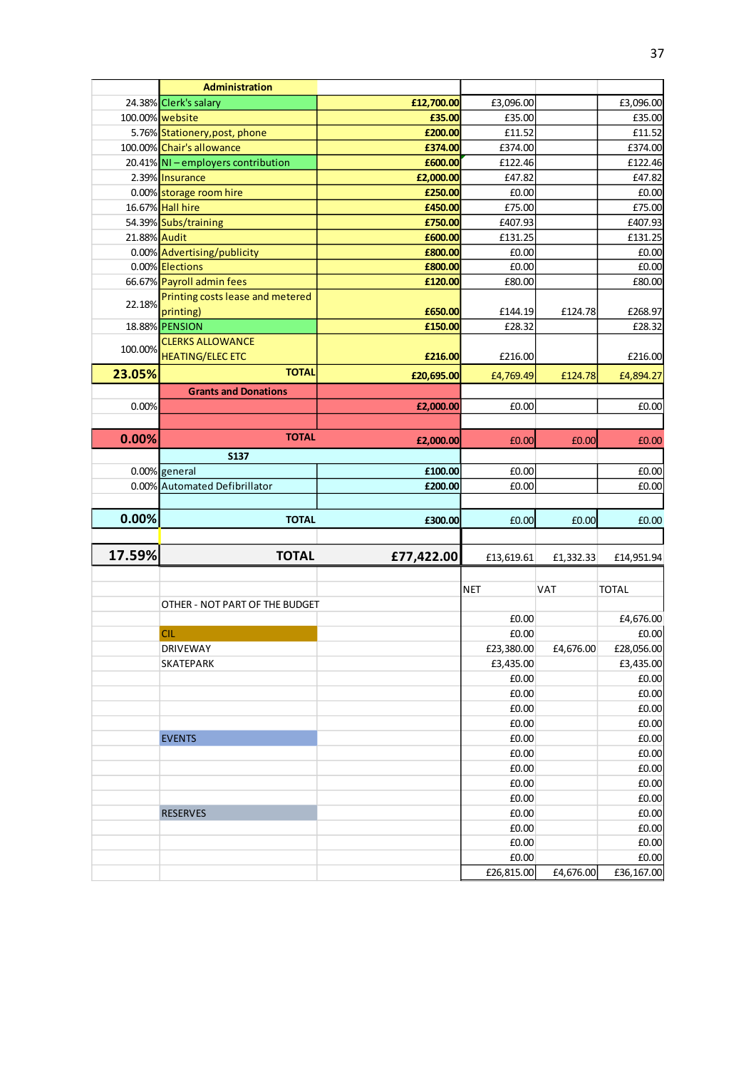| | Administration | | | | |
|---|---|---|---|---|---|
| 24.38% | Clerk's salary | £12,700.00 | £3,096.00 | | £3,096.00 |
| 100.00% | website | £35.00 | £35.00 | | £35.00 |
| 5.76% | Stationery,post, phone | £200.00 | £11.52 | | £11.52 |
| 100.00% | Chair's allowance | £374.00 | £374.00 | | £374.00 |
| 20.41% | NI – employers contribution | £600.00 | £122.46 | | £122.46 |
| 2.39% | Insurance | £2,000.00 | £47.82 | | £47.82 |
| 0.00% | storage room hire | £250.00 | £0.00 | | £0.00 |
| 16.67% | Hall hire | £450.00 | £75.00 | | £75.00 |
| 54.39% | Subs/training | £750.00 | £407.93 | | £407.93 |
| 21.88% | Audit | £600.00 | £131.25 | | £131.25 |
| 0.00% | Advertising/publicity | £800.00 | £0.00 | | £0.00 |
| 0.00% | Elections | £800.00 | £0.00 | | £0.00 |
| 66.67% | Payroll admin fees | £120.00 | £80.00 | | £80.00 |
| 22.18% | Printing costs lease and metered printing) | £650.00 | £144.19 | £124.78 | £268.97 |
| 18.88% | PENSION | £150.00 | £28.32 | | £28.32 |
| 100.00% | CLERKS ALLOWANCE HEATING/ELEC ETC | £216.00 | £216.00 | | £216.00 |
| **23.05%** | **TOTAL** | **£20,695.00** | £4,769.49 | £124.78 | £4,894.27 |
| | **Grants and Donations** | | | | |
| 0.00% | | £2,000.00 | £0.00 | | £0.00 |
| | | | | | |
| **0.00%** | **TOTAL** | **£2,000.00** | £0.00 | £0.00 | £0.00 |
| | **S137** | | | | |
| 0.00% | general | £100.00 | £0.00 | | £0.00 |
| 0.00% | Automated Defibrillator | £200.00 | £0.00 | | £0.00 |
| | | | | | |
| **0.00%** | **TOTAL** | **£300.00** | £0.00 | £0.00 | £0.00 |
| | | | | | |
| **17.59%** | **TOTAL** | **£77,422.00** | £13,619.61 | £1,332.33 | £14,951.94 |
| | | | | | |
| | | | NET | VAT | TOTAL |
| | OTHER - NOT PART OF THE BUDGET | | | | |
| | | | £0.00 | | £4,676.00 |
| | CIL | | £0.00 | | £0.00 |
| | DRIVEWAY | | £23,380.00 | £4,676.00 | £28,056.00 |
| | SKATEPARK | | £3,435.00 | | £3,435.00 |
| | | | £0.00 | | £0.00 |
| | | | £0.00 | | £0.00 |
| | | | £0.00 | | £0.00 |
| | | | £0.00 | | £0.00 |
| | EVENTS | | £0.00 | | £0.00 |
| | | | £0.00 | | £0.00 |
| | | | £0.00 | | £0.00 |
| | | | £0.00 | | £0.00 |
| | | | £0.00 | | £0.00 |
| | RESERVES | | £0.00 | | £0.00 |
| | | | £0.00 | | £0.00 |
| | | | £0.00 | | £0.00 |
| | | | £0.00 | | £0.00 |
| | | | £26,815.00 | £4,676.00 | £36,167.00 |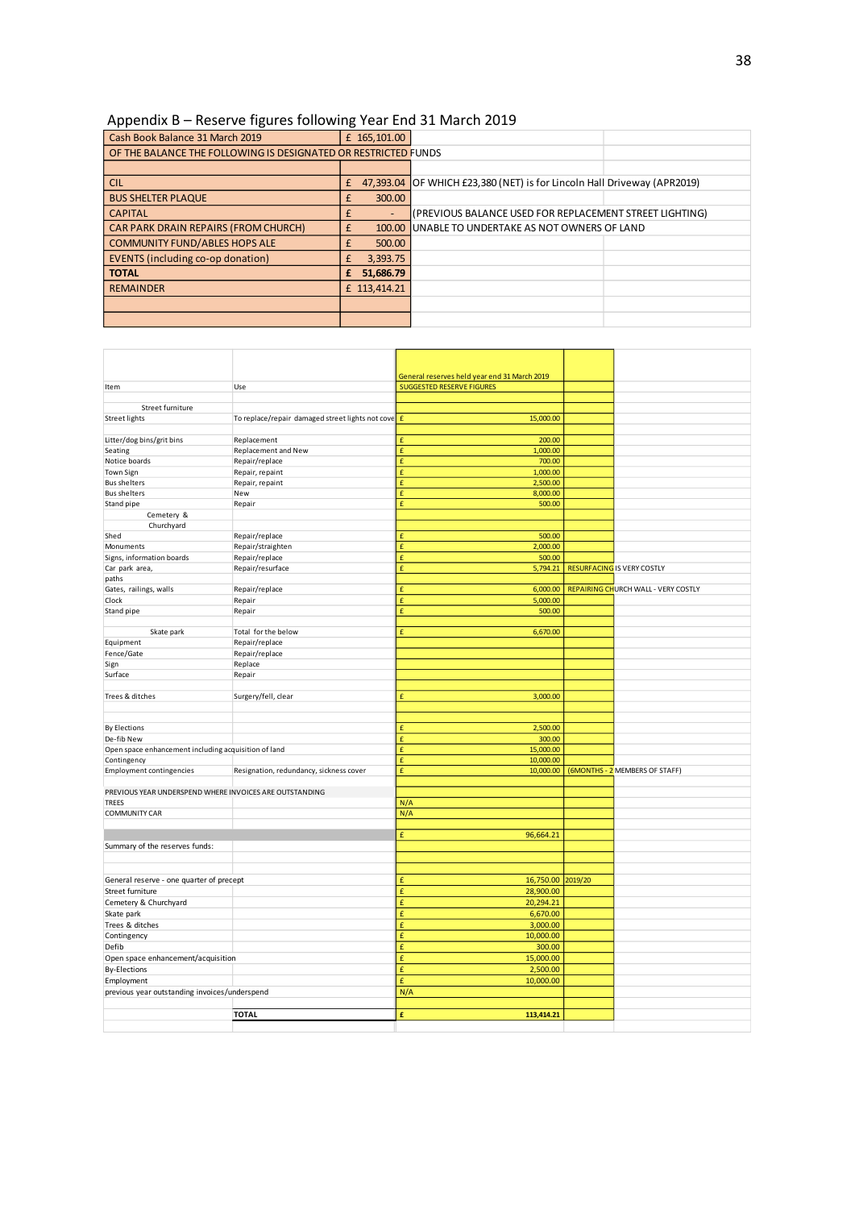## Appendix B – Reserve figures following Year End 31 March 2019

| | | |
|---|---|---|
| Cash Book Balance 31 March 2019 | £ 165,101.00 | |
| OF THE BALANCE THE FOLLOWING IS DESIGNATED OR RESTRICTED FUNDS | | |
| | | |
| CIL | £ 47,393.04 | OF WHICH £23,380 (NET) is for Lincoln Hall Driveway (APR2019) |
| BUS SHELTER PLAQUE | £ 300.00 | |
| CAPITAL | £ - | (PREVIOUS BALANCE USED FOR REPLACEMENT STREET LIGHTING) |
| CAR PARK DRAIN REPAIRS (FROM CHURCH) | £ 100.00 | UNABLE TO UNDERTAKE AS NOT OWNERS OF LAND |
| COMMUNITY FUND/ABLES HOPS ALE | £ 500.00 | |
| EVENTS (including co-op donation) | £ 3,393.75 | |
| **TOTAL** | **£ 51,686.79** | |
| REMAINDER | £ 113,414.21 | |

| Item | Use | General reserves held year end 31 March 2019<br>SUGGESTED RESERVE FIGURES | | |
|---|---|---|---|---|
| Street furniture | | | | |
| Street lights | To replace/repair damaged street lights not cove | £ 15,000.00 | | |
| Litter/dog bins/grit bins | Replacement | £ 200.00 | | |
| Seating | Replacement and New | £ 1,000.00 | | |
| Notice boards | Repair/replace | £ 700.00 | | |
| Town Sign | Repair, repaint | £ 1,000.00 | | |
| Bus shelters | Repair, repaint | £ 2,500.00 | | |
| Bus shelters | New | £ 8,000.00 | | |
| Stand pipe | Repair | £ 500.00 | | |
| Cemetery & Churchyard | | | | |
| Shed | Repair/replace | £ 500.00 | | |
| Monuments | Repair/straighten | £ 2,000.00 | | |
| Signs, information boards | Repair/replace | £ 500.00 | | |
| Car park area, paths | Repair/resurface | £ 5,794.21 | RESURFACING IS VERY COSTLY | |
| Gates, railings, walls | Repair/replace | £ 6,000.00 | REPAIRING CHURCH WALL - VERY COSTLY | |
| Clock | Repair | £ 5,000.00 | | |
| Stand pipe | Repair | £ 500.00 | | |
| Skate park | Total for the below | £ 6,670.00 | | |
| Equipment | Repair/replace | | | |
| Fence/Gate | Repair/replace | | | |
| Sign | Replace | | | |
| Surface | Repair | | | |
| Trees & ditches | Surgery/fell, clear | £ 3,000.00 | | |
| By Elections | | £ 2,500.00 | | |
| De-fib New | | £ 300.00 | | |
| Open space enhancement including acquisition of land | | £ 15,000.00 | | |
| Contingency | | £ 10,000.00 | | |
| Employment contingencies | Resignation, redundancy, sickness cover | £ 10,000.00 | (6MONTHS - 2 MEMBERS OF STAFF) | |
| PREVIOUS YEAR UNDERSPEND WHERE INVOICES ARE OUTSTANDING | | | | |
| TREES | | N/A | | |
| COMMUNITY CAR | | N/A | | |
| | | £ 96,664.21 | | |
| Summary of the reserves funds: | | | | |
| General reserve - one quarter of precept | | £ 16,750.00 | 2019/20 | |
| Street furniture | | £ 28,900.00 | | |
| Cemetery & Churchyard | | £ 20,294.21 | | |
| Skate park | | £ 6,670.00 | | |
| Trees & ditches | | £ 3,000.00 | | |
| Contingency | | £ 10,000.00 | | |
| Defib | | £ 300.00 | | |
| Open space enhancement/acquisition | | £ 15,000.00 | | |
| By-Elections | | £ 2,500.00 | | |
| Employment | | £ 10,000.00 | | |
| previous year outstanding invoices/underspend | | N/A | | |
| | **TOTAL** | **£ 113,414.21** | | |